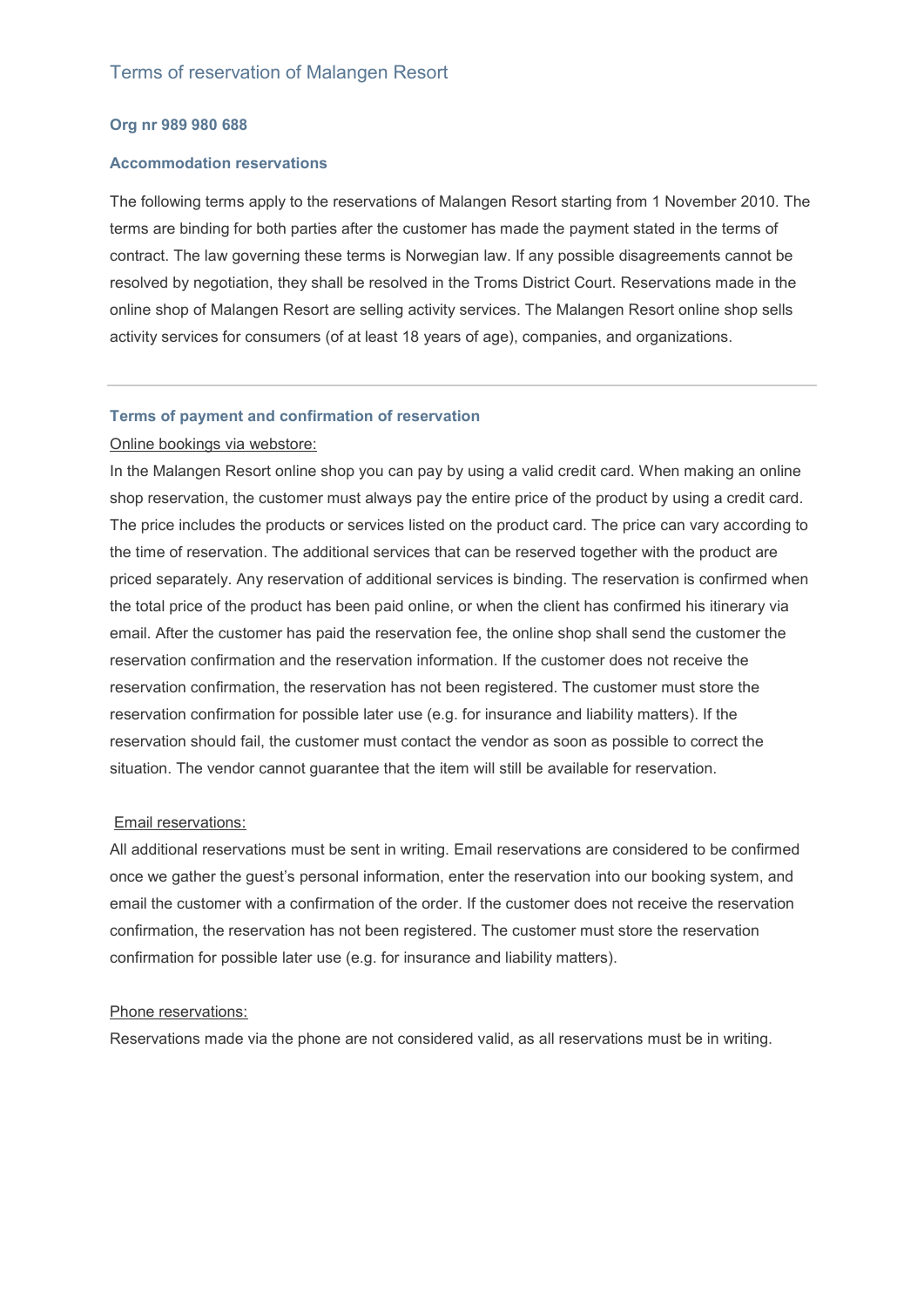# Terms of reservation of Malangen Resort

**Org nr 989 980 688**

### Accommodation reservations

The following terms apply to the reservations of Malangen Resort starting from 1 November 2010. The terms are binding for both parties after the customer has made the payment stated in the terms of contract. The law governing these terms is Norwegian law. If any possible disagreements cannot be resolved by negotiation, they shall be resolved in the Troms District Court. Reservations made in the online shop of Malangen Resort are selling activity services. The Malangen Resort online shop sells activity services for consumers (of at least 18 years of age), companies, and organizations.

---

### Terms of payment and confirmation of reservation

Online bookings via webstore:

In the Malangen Resort online shop you can pay by using a valid credit card. When making an online shop reservation, the customer must always pay the entire price of the product by using a credit card. The price includes the products or services listed on the product card. The price can vary according to the time of reservation. The additional services that can be reserved together with the product are priced separately. Any reservation of additional services is binding. The reservation is confirmed when the total price of the product has been paid online, or when the client has confirmed his itinerary via email. After the customer has paid the reservation fee, the online shop shall send the customer the reservation confirmation and the reservation information. If the customer does not receive the reservation confirmation, the reservation has not been registered. The customer must store the reservation confirmation for possible later use (e.g. for insurance and liability matters). If the reservation should fail, the customer must contact the vendor as soon as possible to correct the situation. The vendor cannot guarantee that the item will still be available for reservation.

Email reservations:

All additional reservations must be sent in writing. Email reservations are considered to be confirmed once we gather the guest's personal information, enter the reservation into our booking system, and email the customer with a confirmation of the order. If the customer does not receive the reservation confirmation, the reservation has not been registered. The customer must store the reservation confirmation for possible later use (e.g. for insurance and liability matters).

Phone reservations:

Reservations made via the phone are not considered valid, as all reservations must be in writing.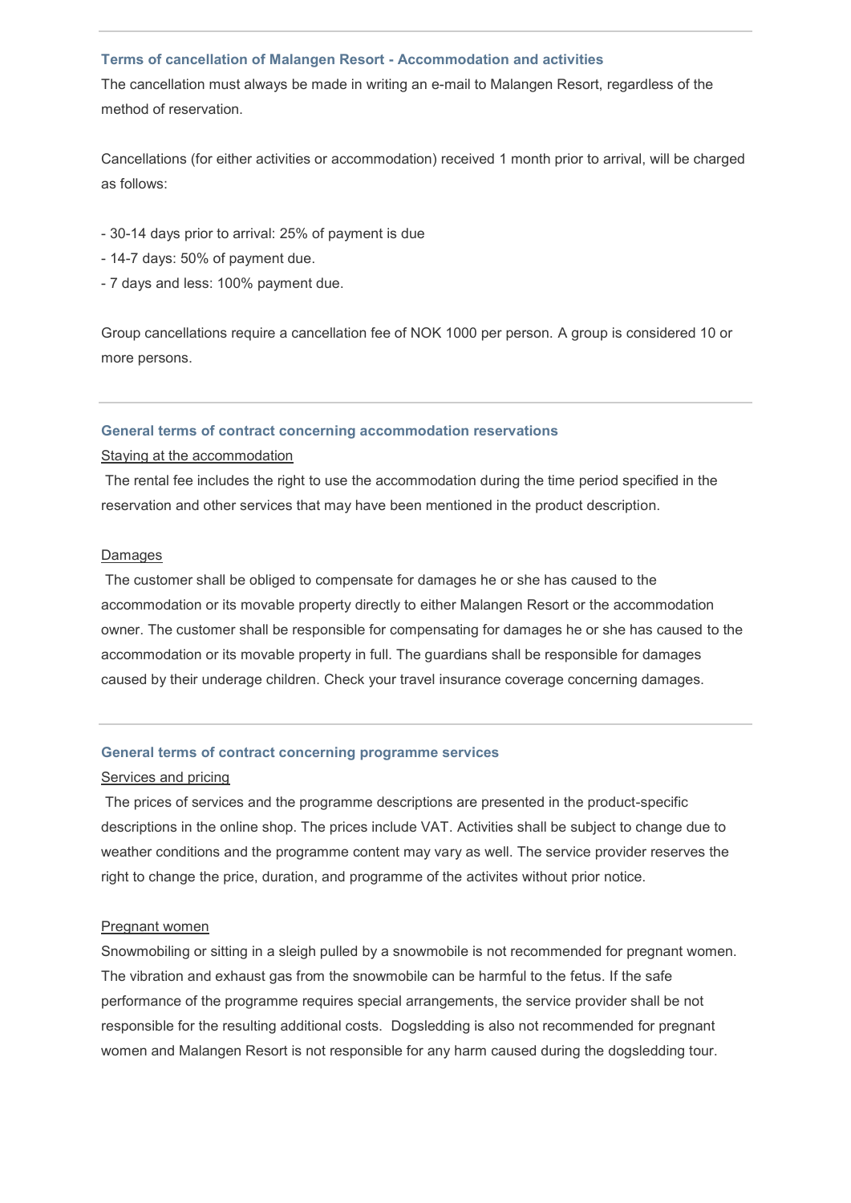---

### Terms of cancellation of Malangen Resort - Accommodation and activities

The cancellation must always be made in writing an e-mail to Malangen Resort, regardless of the method of reservation.

Cancellations (for either activities or accommodation) received 1 month prior to arrival, will be charged as follows:

- 30-14 days prior to arrival: 25% of payment is due
- 14-7 days: 50% of payment due.
- 7 days and less: 100% payment due.

Group cancellations require a cancellation fee of NOK 1000 per person. A group is considered 10 or more persons.

---

### General terms of contract concerning accommodation reservations

<u>Staying at the accommodation</u>

The rental fee includes the right to use the accommodation during the time period specified in the reservation and other services that may have been mentioned in the product description.

<u>Damages</u>

The customer shall be obliged to compensate for damages he or she has caused to the accommodation or its movable property directly to either Malangen Resort or the accommodation owner. The customer shall be responsible for compensating for damages he or she has caused to the accommodation or its movable property in full. The guardians shall be responsible for damages caused by their underage children. Check your travel insurance coverage concerning damages.

---

### General terms of contract concerning programme services

<u>Services and pricing</u>

The prices of services and the programme descriptions are presented in the product-specific descriptions in the online shop. The prices include VAT. Activities shall be subject to change due to weather conditions and the programme content may vary as well. The service provider reserves the right to change the price, duration, and programme of the activites without prior notice.

<u>Pregnant women</u>

Snowmobiling or sitting in a sleigh pulled by a snowmobile is not recommended for pregnant women. The vibration and exhaust gas from the snowmobile can be harmful to the fetus. If the safe performance of the programme requires special arrangements, the service provider shall be not responsible for the resulting additional costs. Dogsledding is also not recommended for pregnant women and Malangen Resort is not responsible for any harm caused during the dogsledding tour.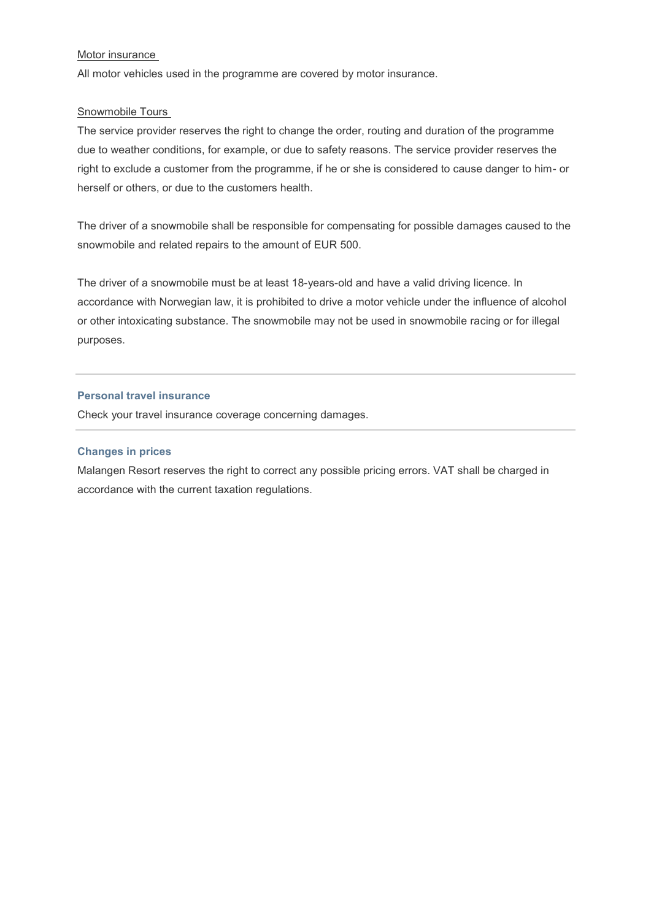Motor insurance

All motor vehicles used in the programme are covered by motor insurance.

Snowmobile Tours

The service provider reserves the right to change the order, routing and duration of the programme due to weather conditions, for example, or due to safety reasons. The service provider reserves the right to exclude a customer from the programme, if he or she is considered to cause danger to him- or herself or others, or due to the customers health.

The driver of a snowmobile shall be responsible for compensating for possible damages caused to the snowmobile and related repairs to the amount of EUR 500.

The driver of a snowmobile must be at least 18-years-old and have a valid driving licence. In accordance with Norwegian law, it is prohibited to drive a motor vehicle under the influence of alcohol or other intoxicating substance. The snowmobile may not be used in snowmobile racing or for illegal purposes.

---

### Personal travel insurance

Check your travel insurance coverage concerning damages.

---

### Changes in prices

Malangen Resort reserves the right to correct any possible pricing errors. VAT shall be charged in accordance with the current taxation regulations.